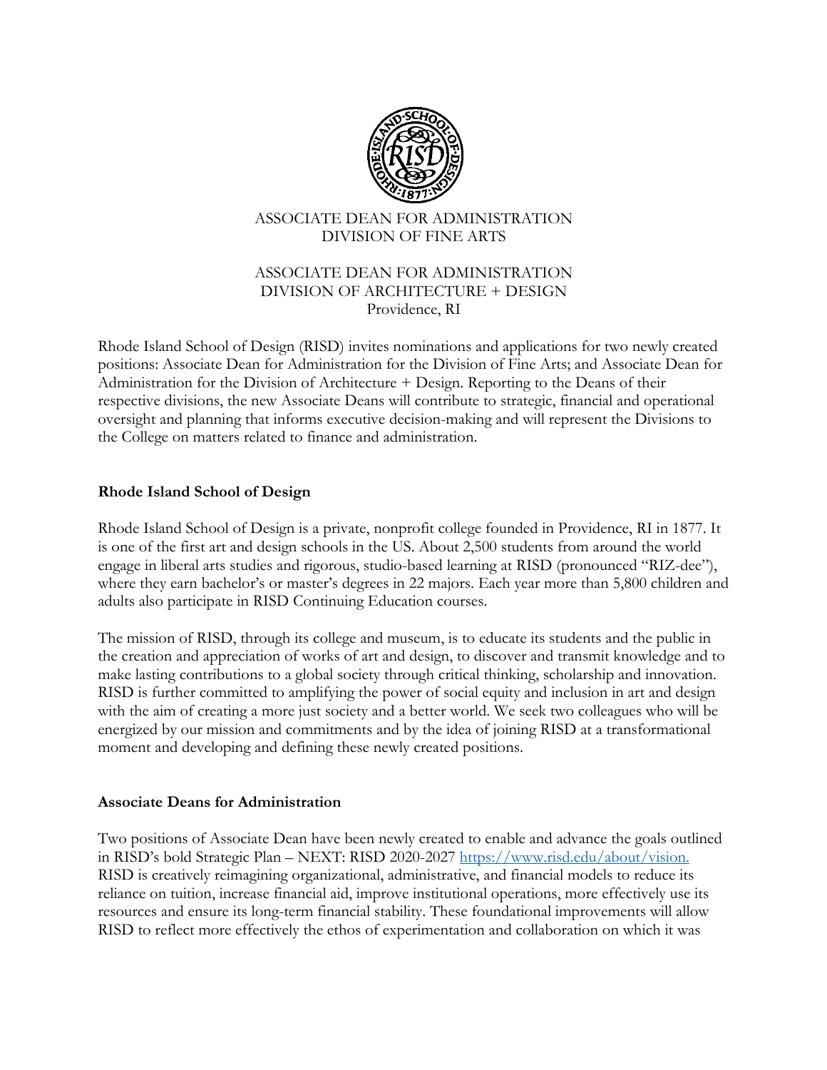ASSOCIATE DEAN FOR ADMINISTRATION
DIVISION OF FINE ARTS

ASSOCIATE DEAN FOR ADMINISTRATION
DIVISION OF ARCHITECTURE + DESIGN
Providence, RI

Rhode Island School of Design (RISD) invites nominations and applications for two newly created positions: Associate Dean for Administration for the Division of Fine Arts; and Associate Dean for Administration for the Division of Architecture + Design. Reporting to the Deans of their respective divisions, the new Associate Deans will contribute to strategic, financial and operational oversight and planning that informs executive decision-making and will represent the Divisions to the College on matters related to finance and administration.

## Rhode Island School of Design

Rhode Island School of Design is a private, nonprofit college founded in Providence, RI in 1877. It is one of the first art and design schools in the US. About 2,500 students from around the world engage in liberal arts studies and rigorous, studio-based learning at RISD (pronounced "RIZ-dee"), where they earn bachelor's or master's degrees in 22 majors. Each year more than 5,800 children and adults also participate in RISD Continuing Education courses.

The mission of RISD, through its college and museum, is to educate its students and the public in the creation and appreciation of works of art and design, to discover and transmit knowledge and to make lasting contributions to a global society through critical thinking, scholarship and innovation. RISD is further committed to amplifying the power of social equity and inclusion in art and design with the aim of creating a more just society and a better world. We seek two colleagues who will be energized by our mission and commitments and by the idea of joining RISD at a transformational moment and developing and defining these newly created positions.

## Associate Deans for Administration

Two positions of Associate Dean have been newly created to enable and advance the goals outlined in RISD's bold Strategic Plan – NEXT: RISD 2020-2027 [https://www.risd.edu/about/vision.](https://www.risd.edu/about/vision) RISD is creatively reimagining organizational, administrative, and financial models to reduce its reliance on tuition, increase financial aid, improve institutional operations, more effectively use its resources and ensure its long-term financial stability. These foundational improvements will allow RISD to reflect more effectively the ethos of experimentation and collaboration on which it was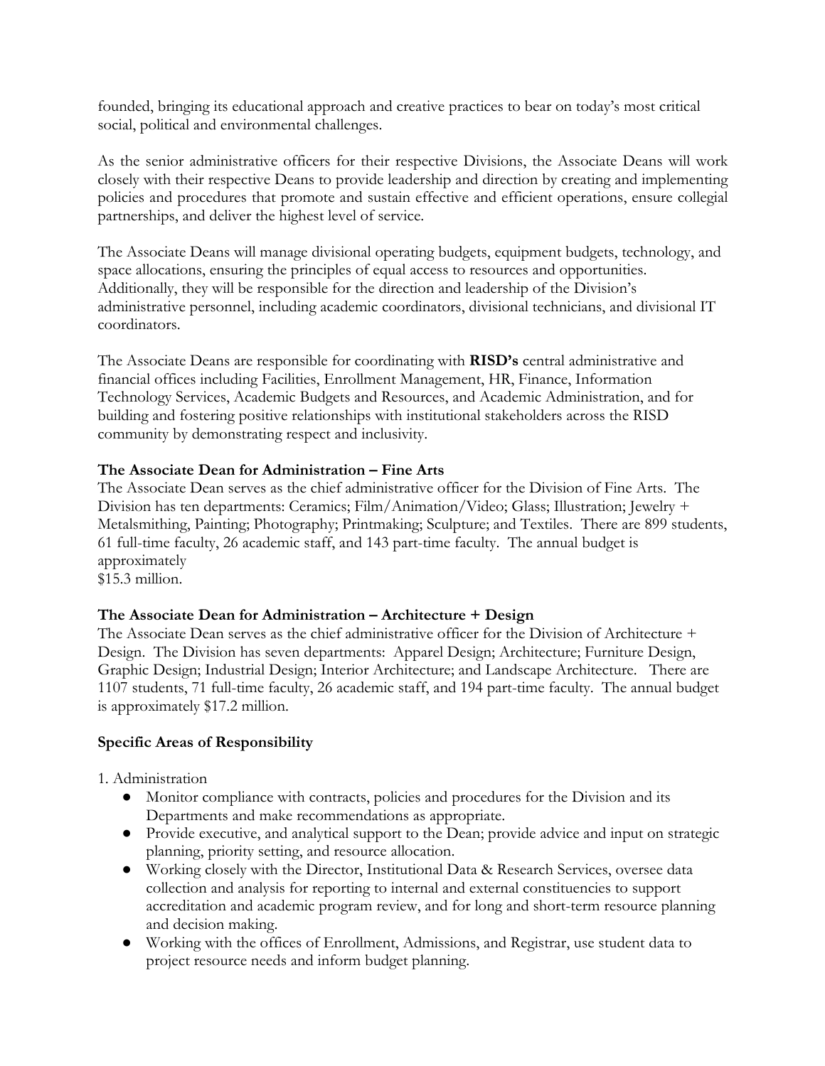founded, bringing its educational approach and creative practices to bear on today's most critical social, political and environmental challenges.

As the senior administrative officers for their respective Divisions, the Associate Deans will work closely with their respective Deans to provide leadership and direction by creating and implementing policies and procedures that promote and sustain effective and efficient operations, ensure collegial partnerships, and deliver the highest level of service.

The Associate Deans will manage divisional operating budgets, equipment budgets, technology, and space allocations, ensuring the principles of equal access to resources and opportunities. Additionally, they will be responsible for the direction and leadership of the Division's administrative personnel, including academic coordinators, divisional technicians, and divisional IT coordinators.

The Associate Deans are responsible for coordinating with **RISD's** central administrative and financial offices including Facilities, Enrollment Management, HR, Finance, Information Technology Services, Academic Budgets and Resources, and Academic Administration, and for building and fostering positive relationships with institutional stakeholders across the RISD community by demonstrating respect and inclusivity.

**The Associate Dean for Administration – Fine Arts**

The Associate Dean serves as the chief administrative officer for the Division of Fine Arts. The Division has ten departments: Ceramics; Film/Animation/Video; Glass; Illustration; Jewelry + Metalsmithing, Painting; Photography; Printmaking; Sculpture; and Textiles. There are 899 students, 61 full-time faculty, 26 academic staff, and 143 part-time faculty. The annual budget is approximately
$15.3 million.

**The Associate Dean for Administration – Architecture + Design**

The Associate Dean serves as the chief administrative officer for the Division of Architecture + Design. The Division has seven departments: Apparel Design; Architecture; Furniture Design, Graphic Design; Industrial Design; Interior Architecture; and Landscape Architecture. There are 1107 students, 71 full-time faculty, 26 academic staff, and 194 part-time faculty. The annual budget is approximately $17.2 million.

**Specific Areas of Responsibility**

1. Administration

- Monitor compliance with contracts, policies and procedures for the Division and its Departments and make recommendations as appropriate.
- Provide executive, and analytical support to the Dean; provide advice and input on strategic planning, priority setting, and resource allocation.
- Working closely with the Director, Institutional Data & Research Services, oversee data collection and analysis for reporting to internal and external constituencies to support accreditation and academic program review, and for long and short-term resource planning and decision making.
- Working with the offices of Enrollment, Admissions, and Registrar, use student data to project resource needs and inform budget planning.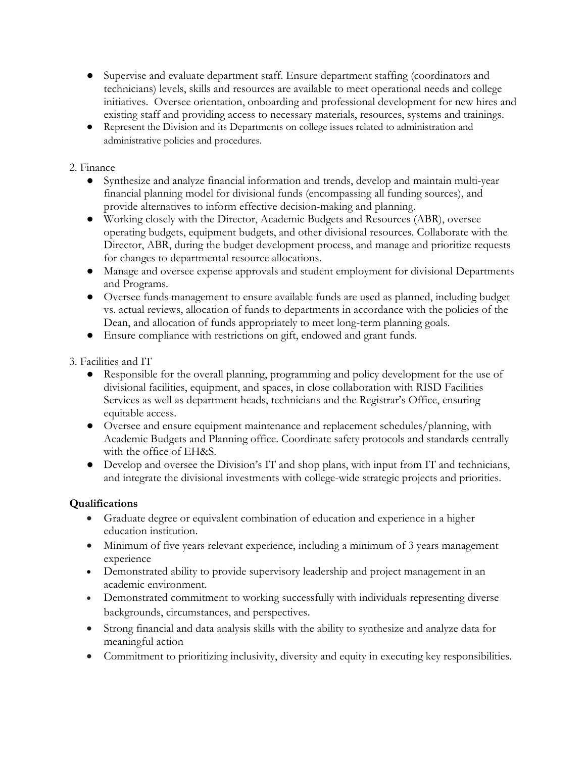- Supervise and evaluate department staff. Ensure department staffing (coordinators and technicians) levels, skills and resources are available to meet operational needs and college initiatives. Oversee orientation, onboarding and professional development for new hires and existing staff and providing access to necessary materials, resources, systems and trainings.
- Represent the Division and its Departments on college issues related to administration and administrative policies and procedures.

2. Finance

- Synthesize and analyze financial information and trends, develop and maintain multi-year financial planning model for divisional funds (encompassing all funding sources), and provide alternatives to inform effective decision-making and planning.
- Working closely with the Director, Academic Budgets and Resources (ABR), oversee operating budgets, equipment budgets, and other divisional resources. Collaborate with the Director, ABR, during the budget development process, and manage and prioritize requests for changes to departmental resource allocations.
- Manage and oversee expense approvals and student employment for divisional Departments and Programs.
- Oversee funds management to ensure available funds are used as planned, including budget vs. actual reviews, allocation of funds to departments in accordance with the policies of the Dean, and allocation of funds appropriately to meet long-term planning goals.
- Ensure compliance with restrictions on gift, endowed and grant funds.

3. Facilities and IT

- Responsible for the overall planning, programming and policy development for the use of divisional facilities, equipment, and spaces, in close collaboration with RISD Facilities Services as well as department heads, technicians and the Registrar's Office, ensuring equitable access.
- Oversee and ensure equipment maintenance and replacement schedules/planning, with Academic Budgets and Planning office. Coordinate safety protocols and standards centrally with the office of EH&S.
- Develop and oversee the Division's IT and shop plans, with input from IT and technicians, and integrate the divisional investments with college-wide strategic projects and priorities.

**Qualifications**

- Graduate degree or equivalent combination of education and experience in a higher education institution.
- Minimum of five years relevant experience, including a minimum of 3 years management experience
- Demonstrated ability to provide supervisory leadership and project management in an academic environment.
- Demonstrated commitment to working successfully with individuals representing diverse backgrounds, circumstances, and perspectives.
- Strong financial and data analysis skills with the ability to synthesize and analyze data for meaningful action
- Commitment to prioritizing inclusivity, diversity and equity in executing key responsibilities.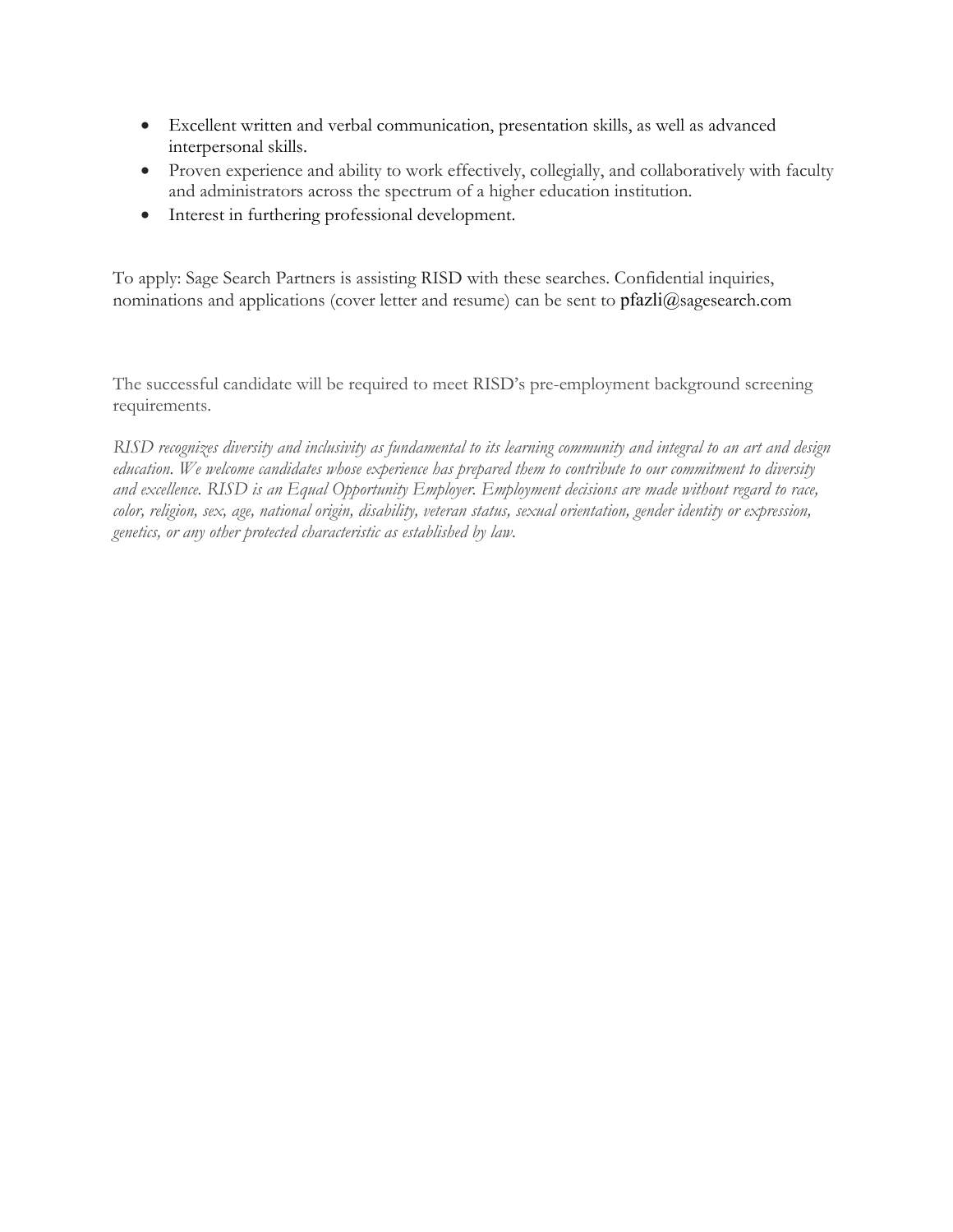- Excellent written and verbal communication, presentation skills, as well as advanced interpersonal skills.
- Proven experience and ability to work effectively, collegially, and collaboratively with faculty and administrators across the spectrum of a higher education institution.
- Interest in furthering professional development.

To apply: Sage Search Partners is assisting RISD with these searches. Confidential inquiries, nominations and applications (cover letter and resume) can be sent to pfazli@sagesearch.com

The successful candidate will be required to meet RISD's pre-employment background screening requirements.

*RISD recognizes diversity and inclusivity as fundamental to its learning community and integral to an art and design education. We welcome candidates whose experience has prepared them to contribute to our commitment to diversity and excellence. RISD is an Equal Opportunity Employer. Employment decisions are made without regard to race, color, religion, sex, age, national origin, disability, veteran status, sexual orientation, gender identity or expression, genetics, or any other protected characteristic as established by law.*